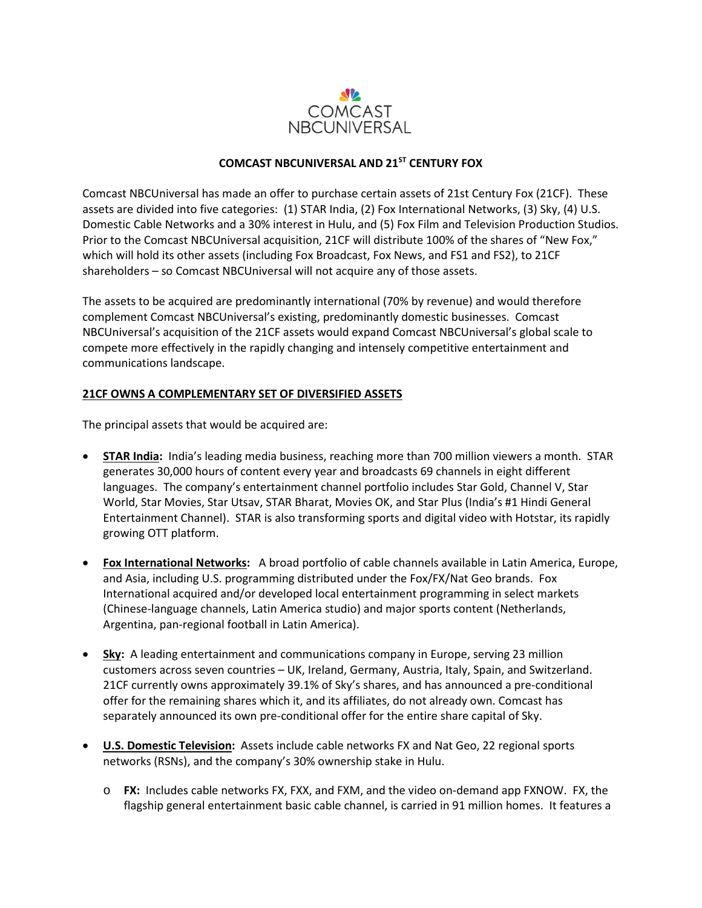COMCAST NBCUNIVERSAL

# COMCAST NBCUNIVERSAL AND 21ST CENTURY FOX

Comcast NBCUniversal has made an offer to purchase certain assets of 21st Century Fox (21CF). These assets are divided into five categories: (1) STAR India, (2) Fox International Networks, (3) Sky, (4) U.S. Domestic Cable Networks and a 30% interest in Hulu, and (5) Fox Film and Television Production Studios. Prior to the Comcast NBCUniversal acquisition, 21CF will distribute 100% of the shares of "New Fox," which will hold its other assets (including Fox Broadcast, Fox News, and FS1 and FS2), to 21CF shareholders – so Comcast NBCUniversal will not acquire any of those assets.

The assets to be acquired are predominantly international (70% by revenue) and would therefore complement Comcast NBCUniversal's existing, predominantly domestic businesses. Comcast NBCUniversal's acquisition of the 21CF assets would expand Comcast NBCUniversal's global scale to compete more effectively in the rapidly changing and intensely competitive entertainment and communications landscape.

## 21CF OWNS A COMPLEMENTARY SET OF DIVERSIFIED ASSETS

The principal assets that would be acquired are:

- **STAR India:** India's leading media business, reaching more than 700 million viewers a month. STAR generates 30,000 hours of content every year and broadcasts 69 channels in eight different languages. The company's entertainment channel portfolio includes Star Gold, Channel V, Star World, Star Movies, Star Utsav, STAR Bharat, Movies OK, and Star Plus (India's #1 Hindi General Entertainment Channel). STAR is also transforming sports and digital video with Hotstar, its rapidly growing OTT platform.

- **Fox International Networks:** A broad portfolio of cable channels available in Latin America, Europe, and Asia, including U.S. programming distributed under the Fox/FX/Nat Geo brands. Fox International acquired and/or developed local entertainment programming in select markets (Chinese-language channels, Latin America studio) and major sports content (Netherlands, Argentina, pan-regional football in Latin America).

- **Sky:** A leading entertainment and communications company in Europe, serving 23 million customers across seven countries – UK, Ireland, Germany, Austria, Italy, Spain, and Switzerland. 21CF currently owns approximately 39.1% of Sky's shares, and has announced a pre-conditional offer for the remaining shares which it, and its affiliates, do not already own. Comcast has separately announced its own pre-conditional offer for the entire share capital of Sky.

- **U.S. Domestic Television:** Assets include cable networks FX and Nat Geo, 22 regional sports networks (RSNs), and the company's 30% ownership stake in Hulu.
  - **FX:** Includes cable networks FX, FXX, and FXM, and the video on-demand app FXNOW. FX, the flagship general entertainment basic cable channel, is carried in 91 million homes. It features a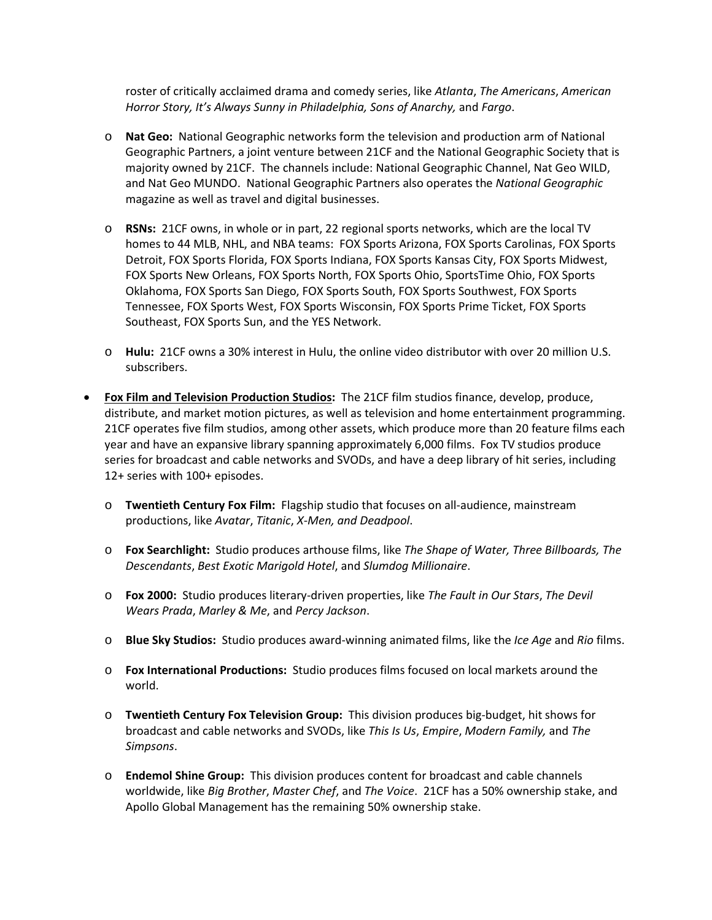roster of critically acclaimed drama and comedy series, like *Atlanta*, *The Americans*, *American Horror Story, It's Always Sunny in Philadelphia, Sons of Anarchy,* and *Fargo*.

  - **Nat Geo:** National Geographic networks form the television and production arm of National Geographic Partners, a joint venture between 21CF and the National Geographic Society that is majority owned by 21CF. The channels include: National Geographic Channel, Nat Geo WILD, and Nat Geo MUNDO. National Geographic Partners also operates the *National Geographic* magazine as well as travel and digital businesses.

  - **RSNs:** 21CF owns, in whole or in part, 22 regional sports networks, which are the local TV homes to 44 MLB, NHL, and NBA teams: FOX Sports Arizona, FOX Sports Carolinas, FOX Sports Detroit, FOX Sports Florida, FOX Sports Indiana, FOX Sports Kansas City, FOX Sports Midwest, FOX Sports New Orleans, FOX Sports North, FOX Sports Ohio, SportsTime Ohio, FOX Sports Oklahoma, FOX Sports San Diego, FOX Sports South, FOX Sports Southwest, FOX Sports Tennessee, FOX Sports West, FOX Sports Wisconsin, FOX Sports Prime Ticket, FOX Sports Southeast, FOX Sports Sun, and the YES Network.

  - **Hulu:** 21CF owns a 30% interest in Hulu, the online video distributor with over 20 million U.S. subscribers.

- **<u>Fox Film and Television Production Studios:</u>** The 21CF film studios finance, develop, produce, distribute, and market motion pictures, as well as television and home entertainment programming. 21CF operates five film studios, among other assets, which produce more than 20 feature films each year and have an expansive library spanning approximately 6,000 films. Fox TV studios produce series for broadcast and cable networks and SVODs, and have a deep library of hit series, including 12+ series with 100+ episodes.

  - **Twentieth Century Fox Film:** Flagship studio that focuses on all-audience, mainstream productions, like *Avatar*, *Titanic*, *X-Men, and Deadpool*.

  - **Fox Searchlight:** Studio produces arthouse films, like *The Shape of Water, Three Billboards, The Descendants*, *Best Exotic Marigold Hotel*, and *Slumdog Millionaire*.

  - **Fox 2000:** Studio produces literary-driven properties, like *The Fault in Our Stars*, *The Devil Wears Prada*, *Marley & Me*, and *Percy Jackson*.

  - **Blue Sky Studios:** Studio produces award-winning animated films, like the *Ice Age* and *Rio* films.

  - **Fox International Productions:** Studio produces films focused on local markets around the world.

  - **Twentieth Century Fox Television Group:** This division produces big-budget, hit shows for broadcast and cable networks and SVODs, like *This Is Us*, *Empire*, *Modern Family,* and *The Simpsons*.

  - **Endemol Shine Group:** This division produces content for broadcast and cable channels worldwide, like *Big Brother*, *Master Chef*, and *The Voice*. 21CF has a 50% ownership stake, and Apollo Global Management has the remaining 50% ownership stake.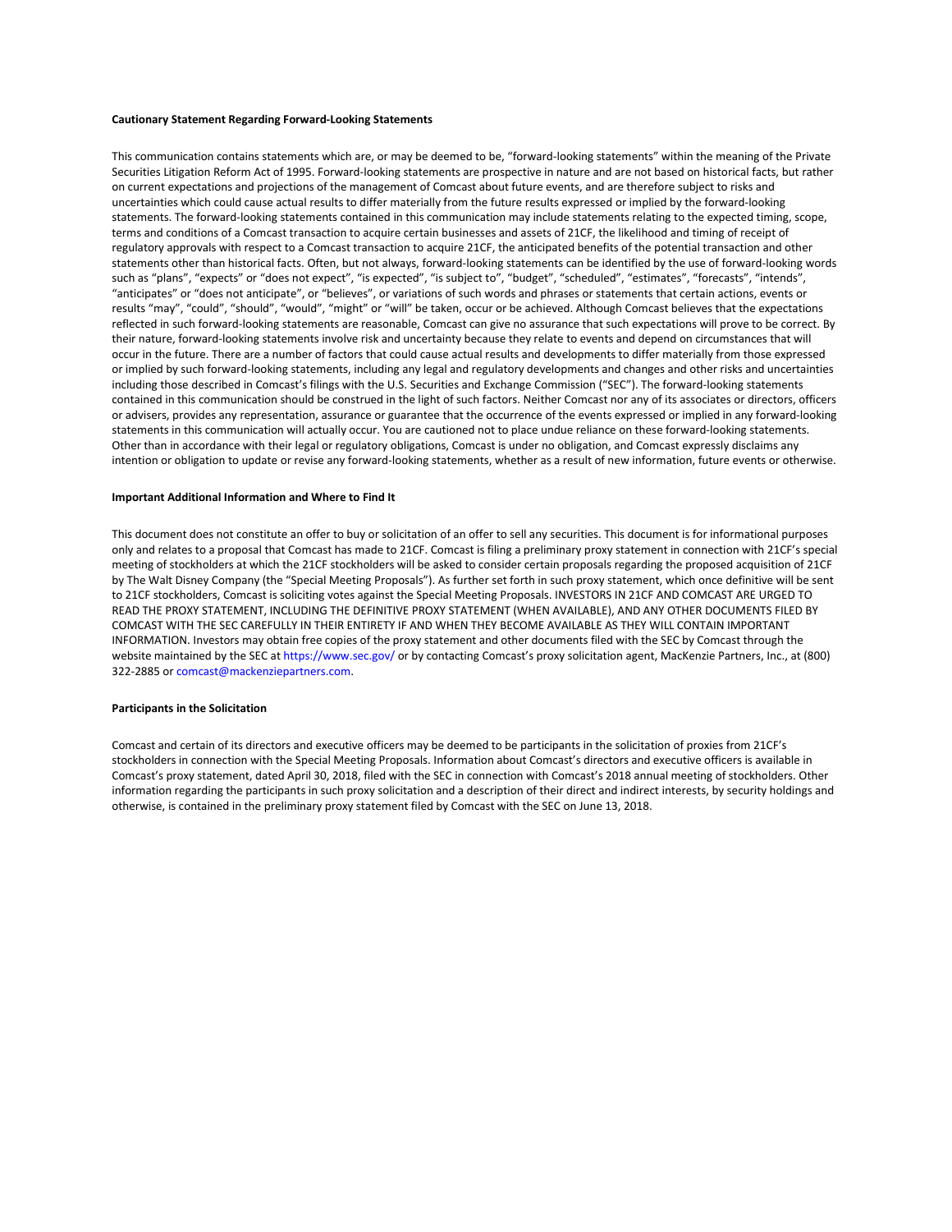**Cautionary Statement Regarding Forward-Looking Statements**

This communication contains statements which are, or may be deemed to be, "forward-looking statements" within the meaning of the Private Securities Litigation Reform Act of 1995. Forward-looking statements are prospective in nature and are not based on historical facts, but rather on current expectations and projections of the management of Comcast about future events, and are therefore subject to risks and uncertainties which could cause actual results to differ materially from the future results expressed or implied by the forward-looking statements. The forward-looking statements contained in this communication may include statements relating to the expected timing, scope, terms and conditions of a Comcast transaction to acquire certain businesses and assets of 21CF, the likelihood and timing of receipt of regulatory approvals with respect to a Comcast transaction to acquire 21CF, the anticipated benefits of the potential transaction and other statements other than historical facts. Often, but not always, forward-looking statements can be identified by the use of forward-looking words such as "plans", "expects" or "does not expect", "is expected", "is subject to", "budget", "scheduled", "estimates", "forecasts", "intends", "anticipates" or "does not anticipate", or "believes", or variations of such words and phrases or statements that certain actions, events or results "may", "could", "should", "would", "might" or "will" be taken, occur or be achieved. Although Comcast believes that the expectations reflected in such forward-looking statements are reasonable, Comcast can give no assurance that such expectations will prove to be correct. By their nature, forward-looking statements involve risk and uncertainty because they relate to events and depend on circumstances that will occur in the future. There are a number of factors that could cause actual results and developments to differ materially from those expressed or implied by such forward-looking statements, including any legal and regulatory developments and changes and other risks and uncertainties including those described in Comcast's filings with the U.S. Securities and Exchange Commission ("SEC"). The forward-looking statements contained in this communication should be construed in the light of such factors. Neither Comcast nor any of its associates or directors, officers or advisers, provides any representation, assurance or guarantee that the occurrence of the events expressed or implied in any forward-looking statements in this communication will actually occur. You are cautioned not to place undue reliance on these forward-looking statements. Other than in accordance with their legal or regulatory obligations, Comcast is under no obligation, and Comcast expressly disclaims any intention or obligation to update or revise any forward-looking statements, whether as a result of new information, future events or otherwise.

**Important Additional Information and Where to Find It**

This document does not constitute an offer to buy or solicitation of an offer to sell any securities. This document is for informational purposes only and relates to a proposal that Comcast has made to 21CF. Comcast is filing a preliminary proxy statement in connection with 21CF's special meeting of stockholders at which the 21CF stockholders will be asked to consider certain proposals regarding the proposed acquisition of 21CF by The Walt Disney Company (the "Special Meeting Proposals"). As further set forth in such proxy statement, which once definitive will be sent to 21CF stockholders, Comcast is soliciting votes against the Special Meeting Proposals. INVESTORS IN 21CF AND COMCAST ARE URGED TO READ THE PROXY STATEMENT, INCLUDING THE DEFINITIVE PROXY STATEMENT (WHEN AVAILABLE), AND ANY OTHER DOCUMENTS FILED BY COMCAST WITH THE SEC CAREFULLY IN THEIR ENTIRETY IF AND WHEN THEY BECOME AVAILABLE AS THEY WILL CONTAIN IMPORTANT INFORMATION. Investors may obtain free copies of the proxy statement and other documents filed with the SEC by Comcast through the website maintained by the SEC at https://www.sec.gov/ or by contacting Comcast's proxy solicitation agent, MacKenzie Partners, Inc., at (800) 322-2885 or comcast@mackenziepartners.com.

**Participants in the Solicitation**

Comcast and certain of its directors and executive officers may be deemed to be participants in the solicitation of proxies from 21CF's stockholders in connection with the Special Meeting Proposals. Information about Comcast's directors and executive officers is available in Comcast's proxy statement, dated April 30, 2018, filed with the SEC in connection with Comcast's 2018 annual meeting of stockholders. Other information regarding the participants in such proxy solicitation and a description of their direct and indirect interests, by security holdings and otherwise, is contained in the preliminary proxy statement filed by Comcast with the SEC on June 13, 2018.